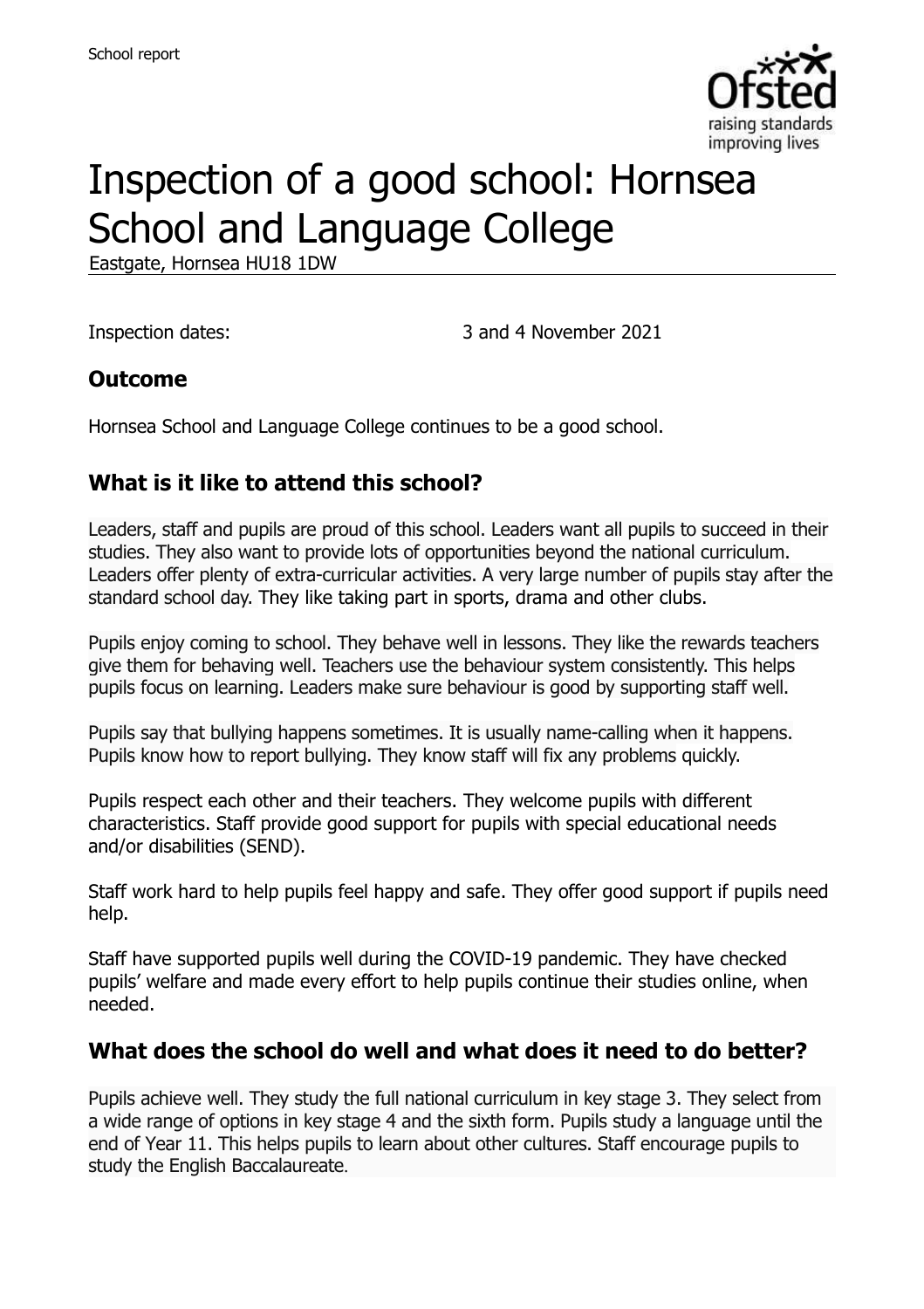School report

# Inspection of a good school: Hornsea School and Language College

Eastgate, Hornsea HU18 1DW

Inspection dates: 3 and 4 November 2021

## Outcome

Hornsea School and Language College continues to be a good school.

## What is it like to attend this school?

Leaders, staff and pupils are proud of this school. Leaders want all pupils to succeed in their studies. They also want to provide lots of opportunities beyond the national curriculum. Leaders offer plenty of extra-curricular activities. A very large number of pupils stay after the standard school day. They like taking part in sports, drama and other clubs.

Pupils enjoy coming to school. They behave well in lessons. They like the rewards teachers give them for behaving well. Teachers use the behaviour system consistently. This helps pupils focus on learning. Leaders make sure behaviour is good by supporting staff well.

Pupils say that bullying happens sometimes. It is usually name-calling when it happens. Pupils know how to report bullying. They know staff will fix any problems quickly.

Pupils respect each other and their teachers. They welcome pupils with different characteristics. Staff provide good support for pupils with special educational needs and/or disabilities (SEND).

Staff work hard to help pupils feel happy and safe. They offer good support if pupils need help.

Staff have supported pupils well during the COVID-19 pandemic. They have checked pupils' welfare and made every effort to help pupils continue their studies online, when needed.

## What does the school do well and what does it need to do better?

Pupils achieve well. They study the full national curriculum in key stage 3. They select from a wide range of options in key stage 4 and the sixth form. Pupils study a language until the end of Year 11. This helps pupils to learn about other cultures. Staff encourage pupils to study the English Baccalaureate.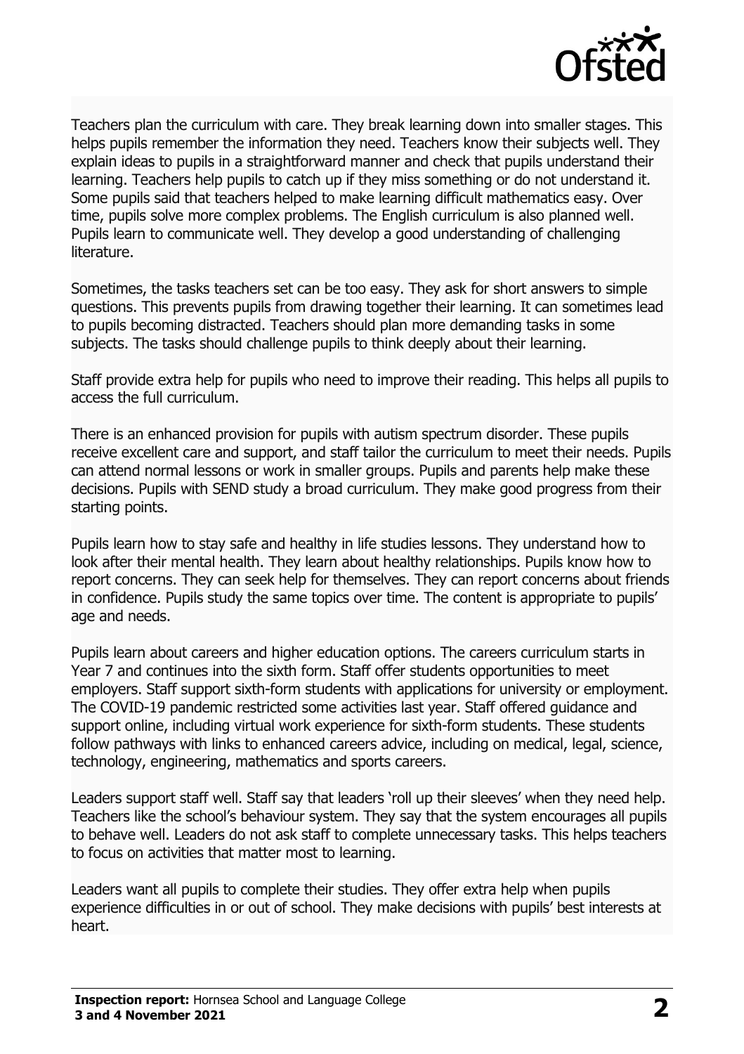Teachers plan the curriculum with care. They break learning down into smaller stages. This helps pupils remember the information they need. Teachers know their subjects well. They explain ideas to pupils in a straightforward manner and check that pupils understand their learning. Teachers help pupils to catch up if they miss something or do not understand it. Some pupils said that teachers helped to make learning difficult mathematics easy. Over time, pupils solve more complex problems. The English curriculum is also planned well. Pupils learn to communicate well. They develop a good understanding of challenging literature.

Sometimes, the tasks teachers set can be too easy. They ask for short answers to simple questions. This prevents pupils from drawing together their learning. It can sometimes lead to pupils becoming distracted. Teachers should plan more demanding tasks in some subjects. The tasks should challenge pupils to think deeply about their learning.

Staff provide extra help for pupils who need to improve their reading. This helps all pupils to access the full curriculum.

There is an enhanced provision for pupils with autism spectrum disorder. These pupils receive excellent care and support, and staff tailor the curriculum to meet their needs. Pupils can attend normal lessons or work in smaller groups. Pupils and parents help make these decisions. Pupils with SEND study a broad curriculum. They make good progress from their starting points.

Pupils learn how to stay safe and healthy in life studies lessons. They understand how to look after their mental health. They learn about healthy relationships. Pupils know how to report concerns. They can seek help for themselves. They can report concerns about friends in confidence. Pupils study the same topics over time. The content is appropriate to pupils' age and needs.

Pupils learn about careers and higher education options. The careers curriculum starts in Year 7 and continues into the sixth form. Staff offer students opportunities to meet employers. Staff support sixth-form students with applications for university or employment. The COVID-19 pandemic restricted some activities last year. Staff offered guidance and support online, including virtual work experience for sixth-form students. These students follow pathways with links to enhanced careers advice, including on medical, legal, science, technology, engineering, mathematics and sports careers.

Leaders support staff well. Staff say that leaders 'roll up their sleeves' when they need help. Teachers like the school's behaviour system. They say that the system encourages all pupils to behave well. Leaders do not ask staff to complete unnecessary tasks. This helps teachers to focus on activities that matter most to learning.

Leaders want all pupils to complete their studies. They offer extra help when pupils experience difficulties in or out of school. They make decisions with pupils' best interests at heart.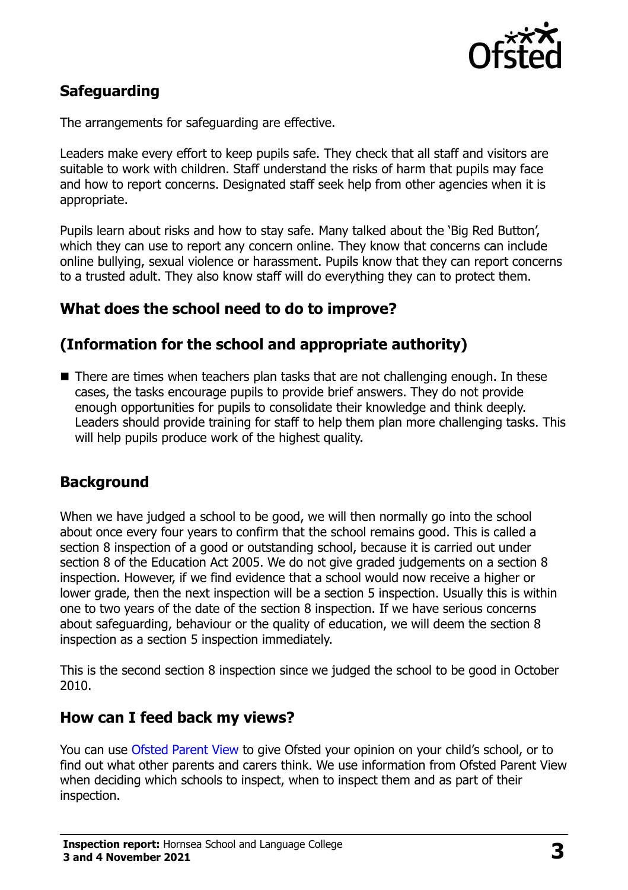## Safeguarding

The arrangements for safeguarding are effective.

Leaders make every effort to keep pupils safe. They check that all staff and visitors are suitable to work with children. Staff understand the risks of harm that pupils may face and how to report concerns. Designated staff seek help from other agencies when it is appropriate.

Pupils learn about risks and how to stay safe. Many talked about the 'Big Red Button', which they can use to report any concern online. They know that concerns can include online bullying, sexual violence or harassment. Pupils know that they can report concerns to a trusted adult. They also know staff will do everything they can to protect them.

## What does the school need to do to improve?

## (Information for the school and appropriate authority)

- There are times when teachers plan tasks that are not challenging enough. In these cases, the tasks encourage pupils to provide brief answers. They do not provide enough opportunities for pupils to consolidate their knowledge and think deeply. Leaders should provide training for staff to help them plan more challenging tasks. This will help pupils produce work of the highest quality.

## Background

When we have judged a school to be good, we will then normally go into the school about once every four years to confirm that the school remains good. This is called a section 8 inspection of a good or outstanding school, because it is carried out under section 8 of the Education Act 2005. We do not give graded judgements on a section 8 inspection. However, if we find evidence that a school would now receive a higher or lower grade, then the next inspection will be a section 5 inspection. Usually this is within one to two years of the date of the section 8 inspection. If we have serious concerns about safeguarding, behaviour or the quality of education, we will deem the section 8 inspection as a section 5 inspection immediately.

This is the second section 8 inspection since we judged the school to be good in October 2010.

## How can I feed back my views?

You can use Ofsted Parent View to give Ofsted your opinion on your child's school, or to find out what other parents and carers think. We use information from Ofsted Parent View when deciding which schools to inspect, when to inspect them and as part of their inspection.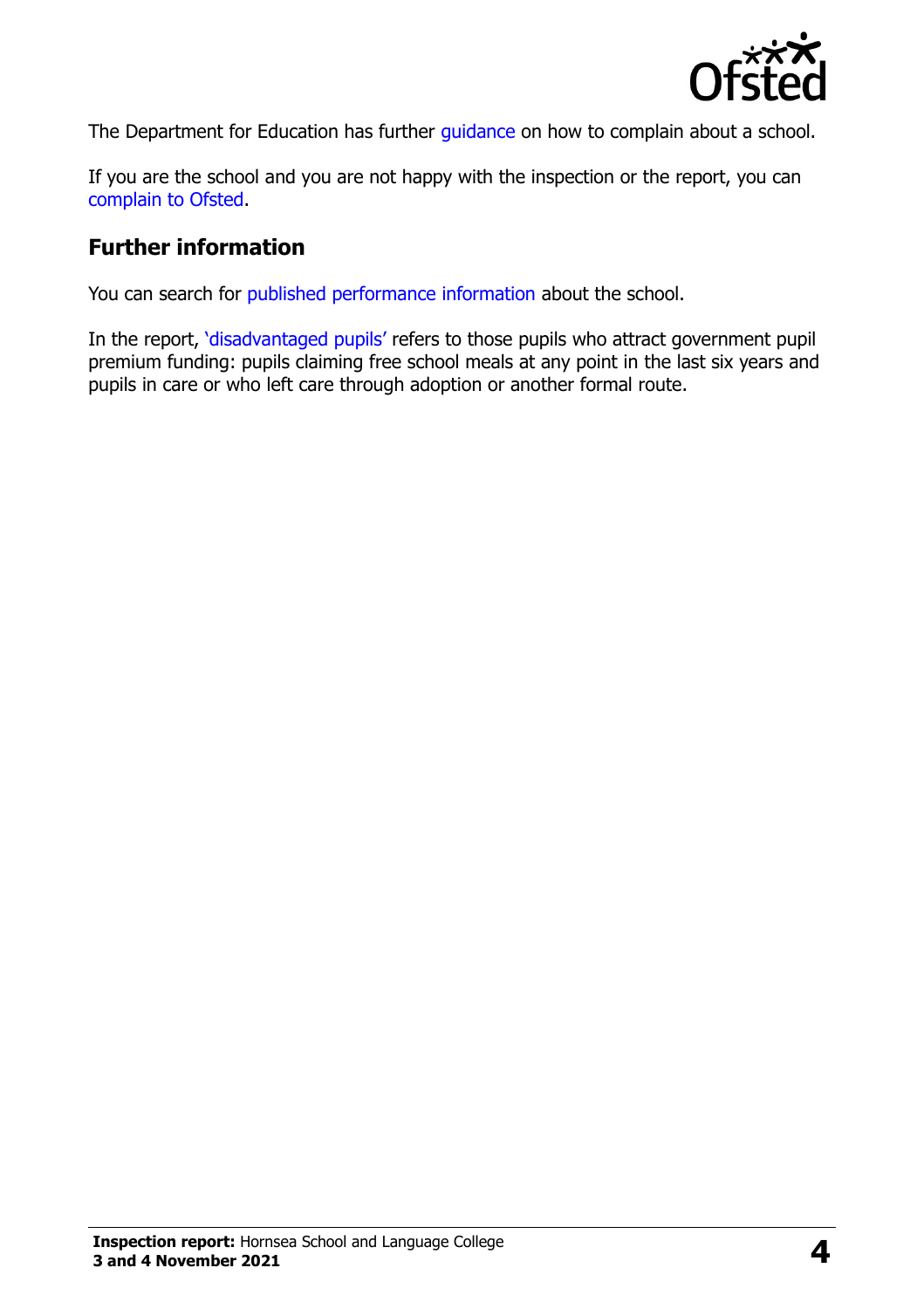The Department for Education has further guidance on how to complain about a school.

If you are the school and you are not happy with the inspection or the report, you can complain to Ofsted.

## Further information

You can search for published performance information about the school.

In the report, 'disadvantaged pupils' refers to those pupils who attract government pupil premium funding: pupils claiming free school meals at any point in the last six years and pupils in care or who left care through adoption or another formal route.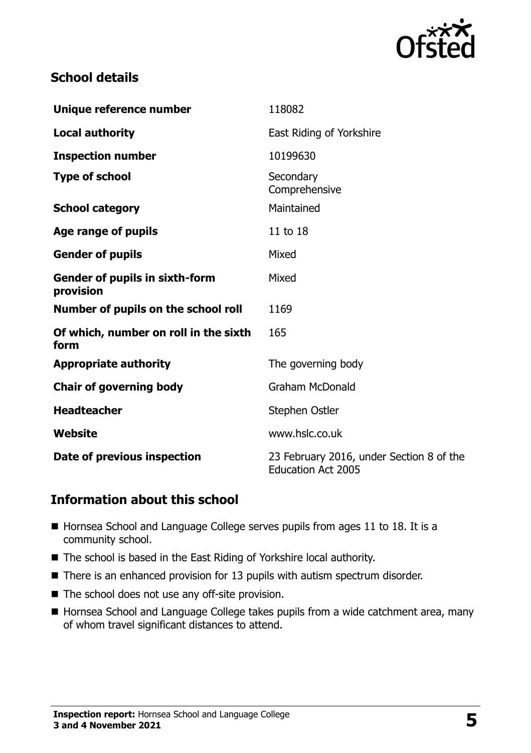## School details

| | |
|---|---|
| **Unique reference number** | 118082 |
| **Local authority** | East Riding of Yorkshire |
| **Inspection number** | 10199630 |
| **Type of school** | Secondary Comprehensive |
| **School category** | Maintained |
| **Age range of pupils** | 11 to 18 |
| **Gender of pupils** | Mixed |
| **Gender of pupils in sixth-form provision** | Mixed |
| **Number of pupils on the school roll** | 1169 |
| **Of which, number on roll in the sixth form** | 165 |
| **Appropriate authority** | The governing body |
| **Chair of governing body** | Graham McDonald |
| **Headteacher** | Stephen Ostler |
| **Website** | www.hslc.co.uk |
| **Date of previous inspection** | 23 February 2016, under Section 8 of the Education Act 2005 |

## Information about this school

- Hornsea School and Language College serves pupils from ages 11 to 18. It is a community school.
- The school is based in the East Riding of Yorkshire local authority.
- There is an enhanced provision for 13 pupils with autism spectrum disorder.
- The school does not use any off-site provision.
- Hornsea School and Language College takes pupils from a wide catchment area, many of whom travel significant distances to attend.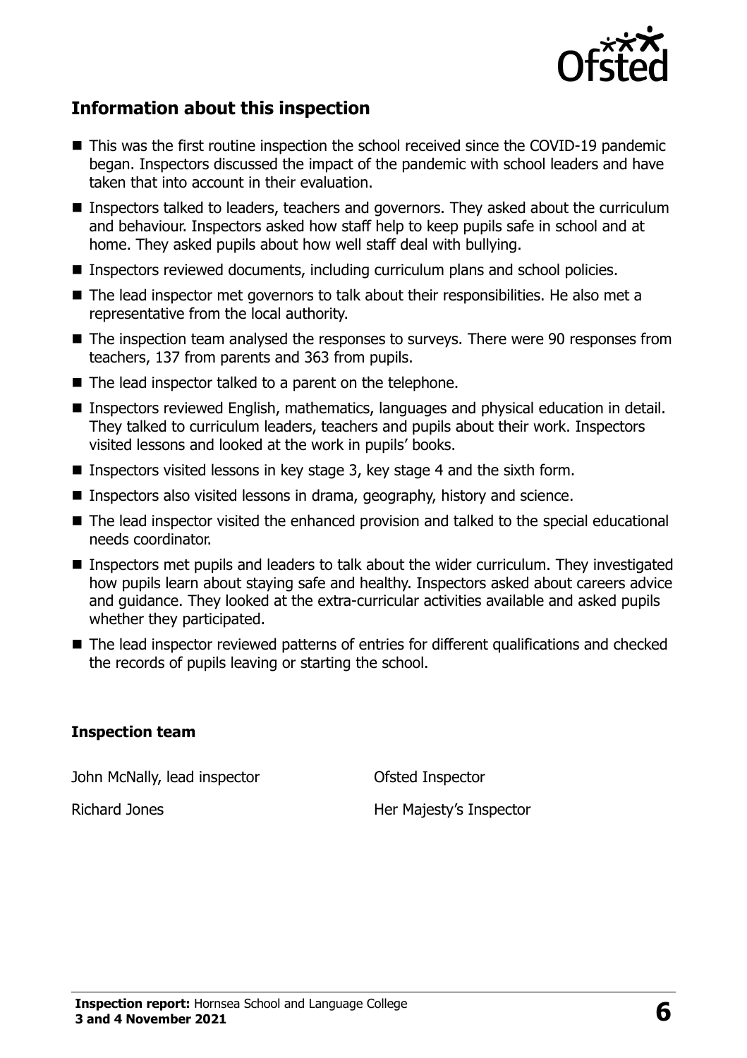## Information about this inspection

- This was the first routine inspection the school received since the COVID-19 pandemic began. Inspectors discussed the impact of the pandemic with school leaders and have taken that into account in their evaluation.
- Inspectors talked to leaders, teachers and governors. They asked about the curriculum and behaviour. Inspectors asked how staff help to keep pupils safe in school and at home. They asked pupils about how well staff deal with bullying.
- Inspectors reviewed documents, including curriculum plans and school policies.
- The lead inspector met governors to talk about their responsibilities. He also met a representative from the local authority.
- The inspection team analysed the responses to surveys. There were 90 responses from teachers, 137 from parents and 363 from pupils.
- The lead inspector talked to a parent on the telephone.
- Inspectors reviewed English, mathematics, languages and physical education in detail. They talked to curriculum leaders, teachers and pupils about their work. Inspectors visited lessons and looked at the work in pupils' books.
- Inspectors visited lessons in key stage 3, key stage 4 and the sixth form.
- Inspectors also visited lessons in drama, geography, history and science.
- The lead inspector visited the enhanced provision and talked to the special educational needs coordinator.
- Inspectors met pupils and leaders to talk about the wider curriculum. They investigated how pupils learn about staying safe and healthy. Inspectors asked about careers advice and guidance. They looked at the extra-curricular activities available and asked pupils whether they participated.
- The lead inspector reviewed patterns of entries for different qualifications and checked the records of pupils leaving or starting the school.

### Inspection team

| | |
|---|---|
| John McNally, lead inspector | Ofsted Inspector |
| Richard Jones | Her Majesty's Inspector |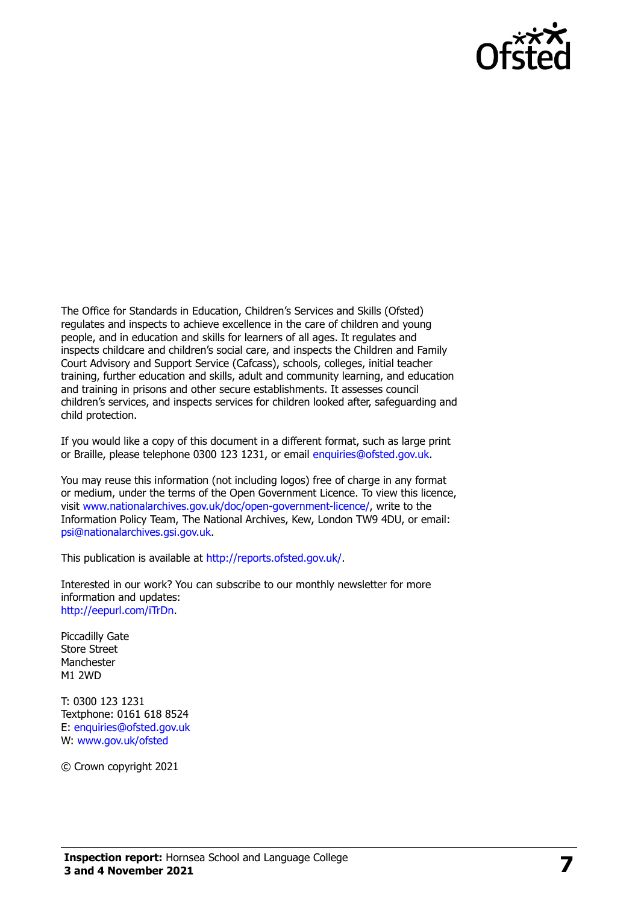The Office for Standards in Education, Children's Services and Skills (Ofsted) regulates and inspects to achieve excellence in the care of children and young people, and in education and skills for learners of all ages. It regulates and inspects childcare and children's social care, and inspects the Children and Family Court Advisory and Support Service (Cafcass), schools, colleges, initial teacher training, further education and skills, adult and community learning, and education and training in prisons and other secure establishments. It assesses council children's services, and inspects services for children looked after, safeguarding and child protection.

If you would like a copy of this document in a different format, such as large print or Braille, please telephone 0300 123 1231, or email enquiries@ofsted.gov.uk.

You may reuse this information (not including logos) free of charge in any format or medium, under the terms of the Open Government Licence. To view this licence, visit www.nationalarchives.gov.uk/doc/open-government-licence/, write to the Information Policy Team, The National Archives, Kew, London TW9 4DU, or email: psi@nationalarchives.gsi.gov.uk.

This publication is available at http://reports.ofsted.gov.uk/.

Interested in our work? You can subscribe to our monthly newsletter for more information and updates:
http://eepurl.com/iTrDn.

Piccadilly Gate
Store Street
Manchester
M1 2WD

T: 0300 123 1231
Textphone: 0161 618 8524
E: enquiries@ofsted.gov.uk
W: www.gov.uk/ofsted

© Crown copyright 2021